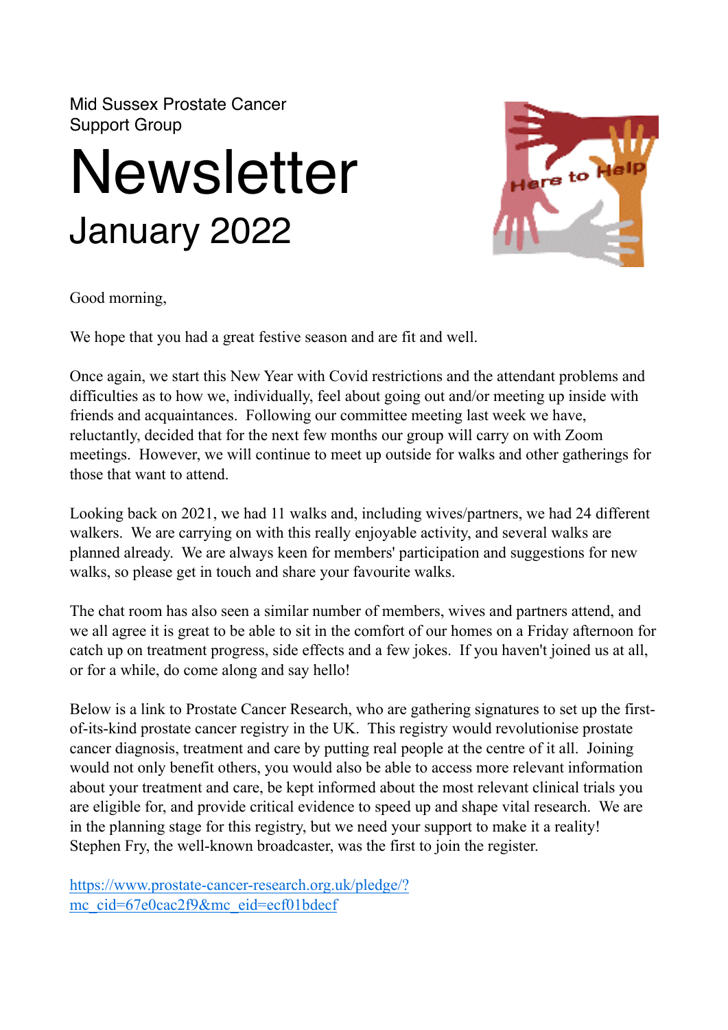Mid Sussex Prostate Cancer
Support Group

# Newsletter

## January 2022

Good morning,

We hope that you had a great festive season and are fit and well.

Once again, we start this New Year with Covid restrictions and the attendant problems and difficulties as to how we, individually, feel about going out and/or meeting up inside with friends and acquaintances. Following our committee meeting last week we have, reluctantly, decided that for the next few months our group will carry on with Zoom meetings. However, we will continue to meet up outside for walks and other gatherings for those that want to attend.

Looking back on 2021, we had 11 walks and, including wives/partners, we had 24 different walkers. We are carrying on with this really enjoyable activity, and several walks are planned already. We are always keen for members' participation and suggestions for new walks, so please get in touch and share your favourite walks.

The chat room has also seen a similar number of members, wives and partners attend, and we all agree it is great to be able to sit in the comfort of our homes on a Friday afternoon for catch up on treatment progress, side effects and a few jokes. If you haven't joined us at all, or for a while, do come along and say hello!

Below is a link to Prostate Cancer Research, who are gathering signatures to set up the first-of-its-kind prostate cancer registry in the UK. This registry would revolutionise prostate cancer diagnosis, treatment and care by putting real people at the centre of it all. Joining would not only benefit others, you would also be able to access more relevant information about your treatment and care, be kept informed about the most relevant clinical trials you are eligible for, and provide critical evidence to speed up and shape vital research. We are in the planning stage for this registry, but we need your support to make it a reality! Stephen Fry, the well-known broadcaster, was the first to join the register.

https://www.prostate-cancer-research.org.uk/pledge/?mc_cid=67e0cac2f9&mc_eid=ecf01bdecf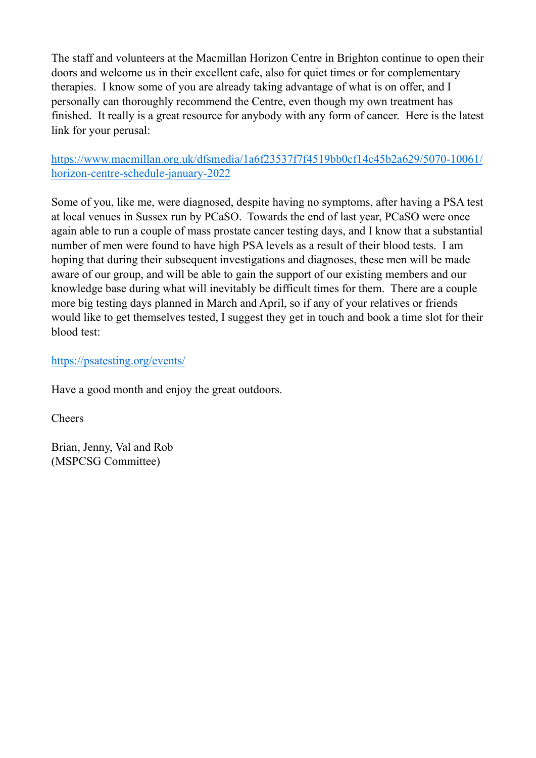The staff and volunteers at the Macmillan Horizon Centre in Brighton continue to open their doors and welcome us in their excellent cafe, also for quiet times or for complementary therapies. I know some of you are already taking advantage of what is on offer, and I personally can thoroughly recommend the Centre, even though my own treatment has finished. It really is a great resource for anybody with any form of cancer. Here is the latest link for your perusal:

https://www.macmillan.org.uk/dfsmedia/1a6f23537f7f4519bb0cf14c45b2a629/5070-10061/horizon-centre-schedule-january-2022

Some of you, like me, were diagnosed, despite having no symptoms, after having a PSA test at local venues in Sussex run by PCaSO. Towards the end of last year, PCaSO were once again able to run a couple of mass prostate cancer testing days, and I know that a substantial number of men were found to have high PSA levels as a result of their blood tests. I am hoping that during their subsequent investigations and diagnoses, these men will be made aware of our group, and will be able to gain the support of our existing members and our knowledge base during what will inevitably be difficult times for them. There are a couple more big testing days planned in March and April, so if any of your relatives or friends would like to get themselves tested, I suggest they get in touch and book a time slot for their blood test:

https://psatesting.org/events/

Have a good month and enjoy the great outdoors.

Cheers

Brian, Jenny, Val and Rob
(MSPCSG Committee)